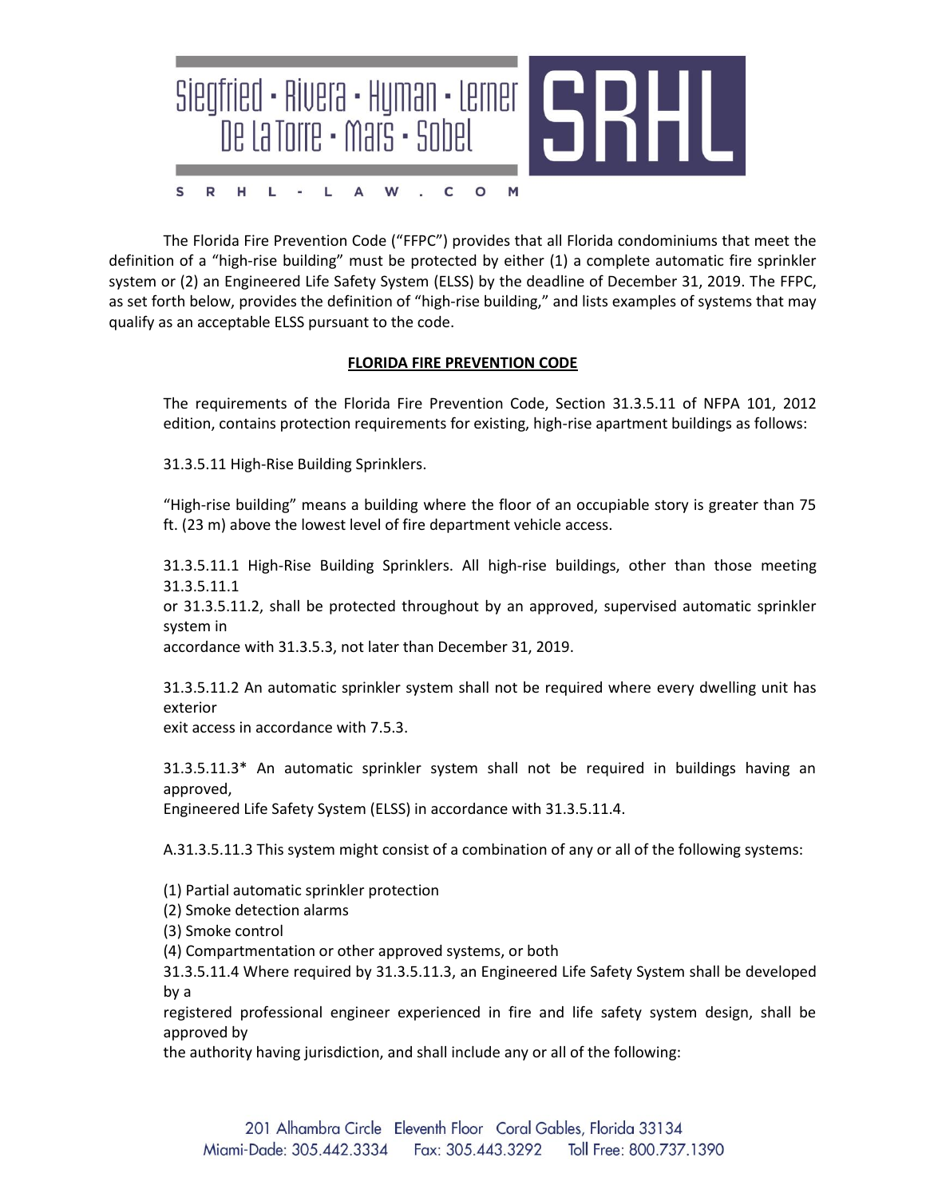The Florida Fire Prevention Code ("FFPC") provides that all Florida condominiums that meet the definition of a "high-rise building" must be protected by either (1) a complete automatic fire sprinkler system or (2) an Engineered Life Safety System (ELSS) by the deadline of December 31, 2019. The FFPC, as set forth below, provides the definition of "high-rise building," and lists examples of systems that may qualify as an acceptable ELSS pursuant to the code.

**FLORIDA FIRE PREVENTION CODE**

The requirements of the Florida Fire Prevention Code, Section 31.3.5.11 of NFPA 101, 2012 edition, contains protection requirements for existing, high-rise apartment buildings as follows:

31.3.5.11 High-Rise Building Sprinklers.

"High-rise building" means a building where the floor of an occupiable story is greater than 75 ft. (23 m) above the lowest level of fire department vehicle access.

31.3.5.11.1 High-Rise Building Sprinklers. All high-rise buildings, other than those meeting 31.3.5.11.1 or 31.3.5.11.2, shall be protected throughout by an approved, supervised automatic sprinkler system in accordance with 31.3.5.3, not later than December 31, 2019.

31.3.5.11.2 An automatic sprinkler system shall not be required where every dwelling unit has exterior exit access in accordance with 7.5.3.

31.3.5.11.3* An automatic sprinkler system shall not be required in buildings having an approved, Engineered Life Safety System (ELSS) in accordance with 31.3.5.11.4.

A.31.3.5.11.3 This system might consist of a combination of any or all of the following systems:

(1) Partial automatic sprinkler protection
(2) Smoke detection alarms
(3) Smoke control
(4) Compartmentation or other approved systems, or both

31.3.5.11.4 Where required by 31.3.5.11.3, an Engineered Life Safety System shall be developed by a registered professional engineer experienced in fire and life safety system design, shall be approved by the authority having jurisdiction, and shall include any or all of the following: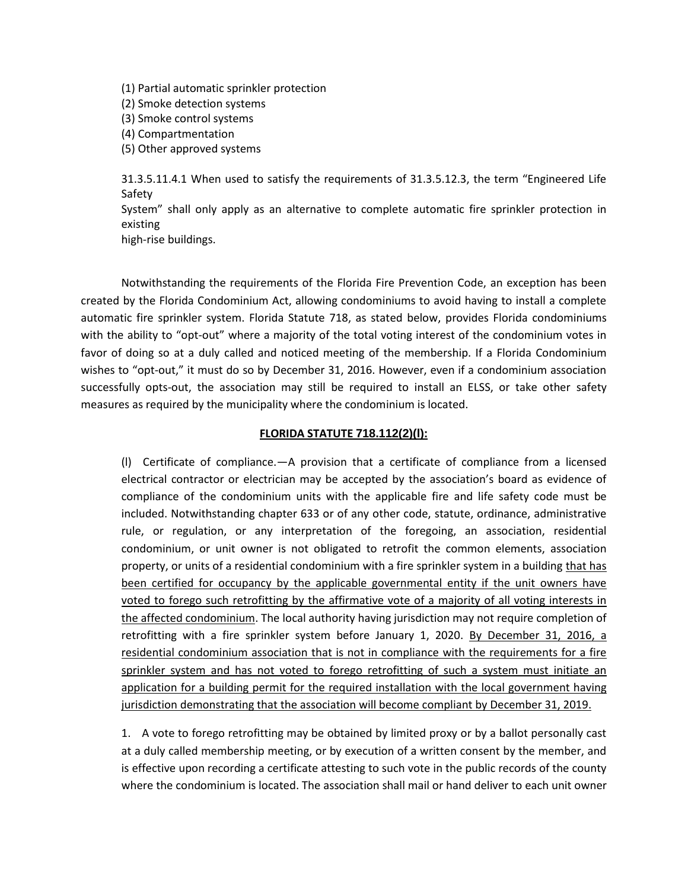(1) Partial automatic sprinkler protection
(2) Smoke detection systems
(3) Smoke control systems
(4) Compartmentation
(5) Other approved systems

31.3.5.11.4.1 When used to satisfy the requirements of 31.3.5.12.3, the term "Engineered Life Safety System" shall only apply as an alternative to complete automatic fire sprinkler protection in existing high-rise buildings.

Notwithstanding the requirements of the Florida Fire Prevention Code, an exception has been created by the Florida Condominium Act, allowing condominiums to avoid having to install a complete automatic fire sprinkler system. Florida Statute 718, as stated below, provides Florida condominiums with the ability to "opt-out" where a majority of the total voting interest of the condominium votes in favor of doing so at a duly called and noticed meeting of the membership. If a Florida Condominium wishes to "opt-out," it must do so by December 31, 2016. However, even if a condominium association successfully opts-out, the association may still be required to install an ELSS, or take other safety measures as required by the municipality where the condominium is located.

**FLORIDA STATUTE 718.112(2)(l):**

(l) Certificate of compliance.—A provision that a certificate of compliance from a licensed electrical contractor or electrician may be accepted by the association's board as evidence of compliance of the condominium units with the applicable fire and life safety code must be included. Notwithstanding chapter 633 or of any other code, statute, ordinance, administrative rule, or regulation, or any interpretation of the foregoing, an association, residential condominium, or unit owner is not obligated to retrofit the common elements, association property, or units of a residential condominium with a fire sprinkler system in a building that has been certified for occupancy by the applicable governmental entity if the unit owners have voted to forego such retrofitting by the affirmative vote of a majority of all voting interests in the affected condominium. The local authority having jurisdiction may not require completion of retrofitting with a fire sprinkler system before January 1, 2020. By December 31, 2016, a residential condominium association that is not in compliance with the requirements for a fire sprinkler system and has not voted to forego retrofitting of such a system must initiate an application for a building permit for the required installation with the local government having jurisdiction demonstrating that the association will become compliant by December 31, 2019.

1. A vote to forego retrofitting may be obtained by limited proxy or by a ballot personally cast at a duly called membership meeting, or by execution of a written consent by the member, and is effective upon recording a certificate attesting to such vote in the public records of the county where the condominium is located. The association shall mail or hand deliver to each unit owner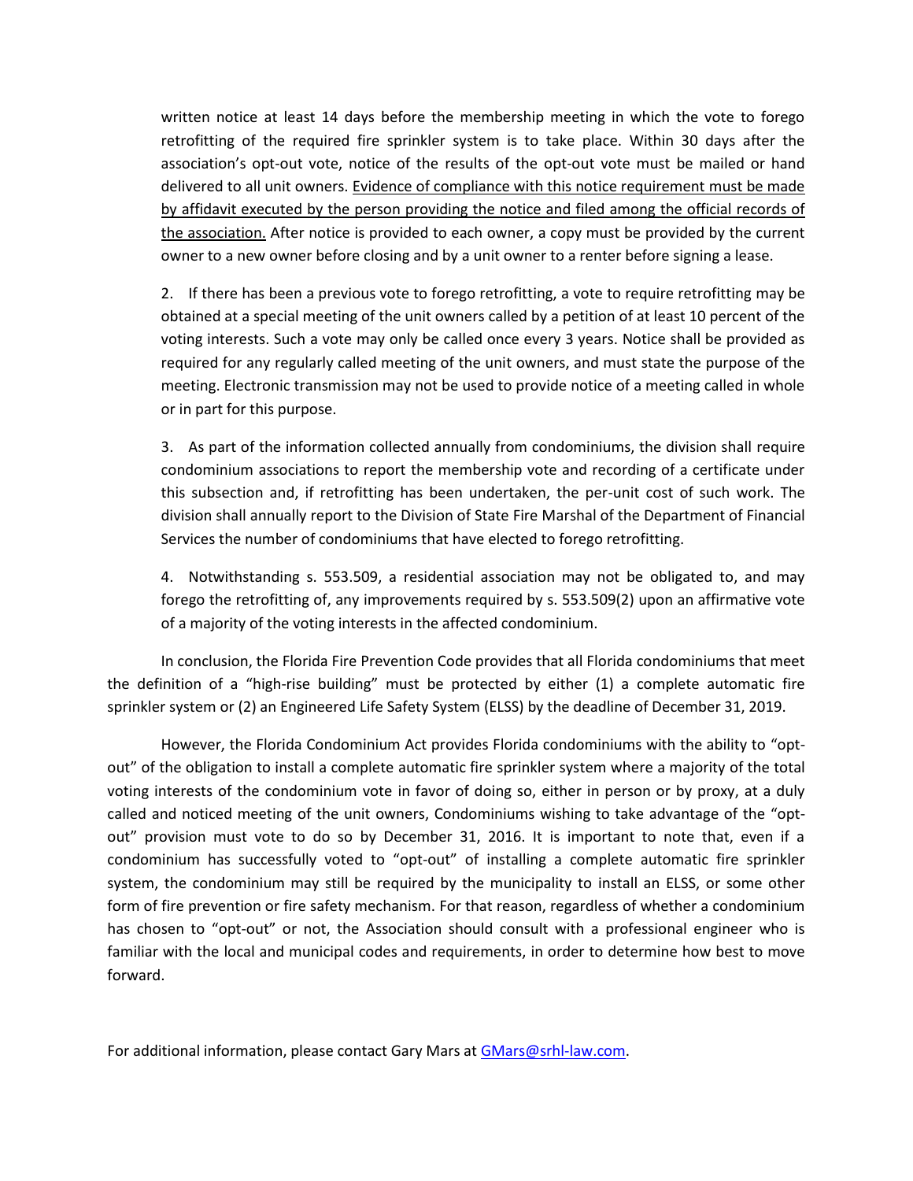written notice at least 14 days before the membership meeting in which the vote to forego retrofitting of the required fire sprinkler system is to take place. Within 30 days after the association's opt-out vote, notice of the results of the opt-out vote must be mailed or hand delivered to all unit owners. <u>Evidence of compliance with this notice requirement must be made by affidavit executed by the person providing the notice and filed among the official records of the association.</u> After notice is provided to each owner, a copy must be provided by the current owner to a new owner before closing and by a unit owner to a renter before signing a lease.

2. If there has been a previous vote to forego retrofitting, a vote to require retrofitting may be obtained at a special meeting of the unit owners called by a petition of at least 10 percent of the voting interests. Such a vote may only be called once every 3 years. Notice shall be provided as required for any regularly called meeting of the unit owners, and must state the purpose of the meeting. Electronic transmission may not be used to provide notice of a meeting called in whole or in part for this purpose.

3. As part of the information collected annually from condominiums, the division shall require condominium associations to report the membership vote and recording of a certificate under this subsection and, if retrofitting has been undertaken, the per-unit cost of such work. The division shall annually report to the Division of State Fire Marshal of the Department of Financial Services the number of condominiums that have elected to forego retrofitting.

4. Notwithstanding s. 553.509, a residential association may not be obligated to, and may forego the retrofitting of, any improvements required by s. 553.509(2) upon an affirmative vote of a majority of the voting interests in the affected condominium.

In conclusion, the Florida Fire Prevention Code provides that all Florida condominiums that meet the definition of a "high-rise building" must be protected by either (1) a complete automatic fire sprinkler system or (2) an Engineered Life Safety System (ELSS) by the deadline of December 31, 2019.

However, the Florida Condominium Act provides Florida condominiums with the ability to "opt-out" of the obligation to install a complete automatic fire sprinkler system where a majority of the total voting interests of the condominium vote in favor of doing so, either in person or by proxy, at a duly called and noticed meeting of the unit owners, Condominiums wishing to take advantage of the "opt-out" provision must vote to do so by December 31, 2016. It is important to note that, even if a condominium has successfully voted to "opt-out" of installing a complete automatic fire sprinkler system, the condominium may still be required by the municipality to install an ELSS, or some other form of fire prevention or fire safety mechanism. For that reason, regardless of whether a condominium has chosen to "opt-out" or not, the Association should consult with a professional engineer who is familiar with the local and municipal codes and requirements, in order to determine how best to move forward.

For additional information, please contact Gary Mars at [GMars@srhl-law.com](mailto:GMars@srhl-law.com).